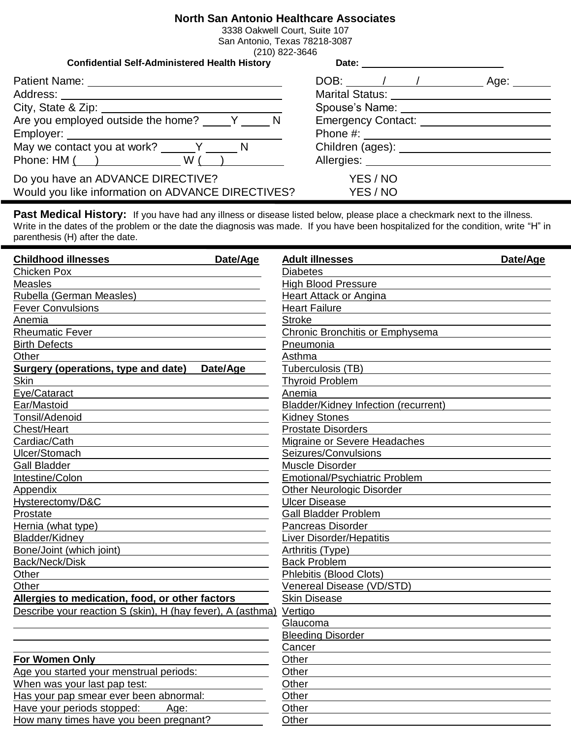# North San Antonio Healthcare Associates

3338 Oakwell Court, Suite 107
San Antonio, Texas 78218-3087
(210) 822-3646

**Confidential Self-Administered Health History** **Date:** ____________________

Patient Name: ____________________ DOB: ____/____/________ Age: ______
Address: ____________________ Marital Status: ____________________
City, State & Zip: ____________________ Spouse's Name: ____________________
Are you employed outside the home? ____Y ____ N Emergency Contact: ____________________
Employer: ____________________ Phone #: ____________________
May we contact you at work? _____Y _____ N Children (ages): ____________________
Phone: HM ( ) ____________ W ( ) ____________ Allergies: ____________________

Do you have an ADVANCE DIRECTIVE? YES / NO
Would you like information on ADVANCE DIRECTIVES? YES / NO

---

**Past Medical History:** If you have had any illness or disease listed below, please place a checkmark next to the illness. Write in the dates of the problem or the date the diagnosis was made. If you have been hospitalized for the condition, write "H" in parenthesis (H) after the date.

---

| **Childhood illnesses** | **Date/Age** |
|---|---|
| Chicken Pox | |
| Measles | |
| Rubella (German Measles) | |
| Fever Convulsions | |
| Anemia | |
| Rheumatic Fever | |
| Birth Defects | |
| Other | |

| **Surgery (operations, type and date)** | **Date/Age** |
|---|---|
| Skin | |
| Eye/Cataract | |
| Ear/Mastoid | |
| Tonsil/Adenoid | |
| Chest/Heart | |
| Cardiac/Cath | |
| Ulcer/Stomach | |
| Gall Bladder | |
| Intestine/Colon | |
| Appendix | |
| Hysterectomy/D&C | |
| Prostate | |
| Hernia (what type) | |
| Bladder/Kidney | |
| Bone/Joint (which joint) | |
| Back/Neck/Disk | |
| Other | |
| Other | |

**Allergies to medication, food, or other factors**

Describe your reaction S (skin), H (hay fever), A (asthma)

____________________

____________________

____________________

**For Women Only**

Age you started your menstrual periods: ________
When was your last pap test: ________
Has your pap smear ever been abnormal: ________
Have your periods stopped: ________ Age: ________
How many times have you been pregnant? ________

| **Adult illnesses** | **Date/Age** |
|---|---|
| Diabetes | |
| High Blood Pressure | |
| Heart Attack or Angina | |
| Heart Failure | |
| Stroke | |
| Chronic Bronchitis or Emphysema | |
| Pneumonia | |
| Asthma | |
| Tuberculosis (TB) | |
| Thyroid Problem | |
| Anemia | |
| Bladder/Kidney Infection (recurrent) | |
| Kidney Stones | |
| Prostate Disorders | |
| Migraine or Severe Headaches | |
| Seizures/Convulsions | |
| Muscle Disorder | |
| Emotional/Psychiatric Problem | |
| Other Neurologic Disorder | |
| Ulcer Disease | |
| Gall Bladder Problem | |
| Pancreas Disorder | |
| Liver Disorder/Hepatitis | |
| Arthritis (Type) | |
| Back Problem | |
| Phlebitis (Blood Clots) | |
| Venereal Disease (VD/STD) | |
| Skin Disease | |
| Vertigo | |
| Glaucoma | |
| Bleeding Disorder | |
| Cancer | |
| Other | |
| Other | |
| Other | |
| Other | |
| Other | |
| Other | |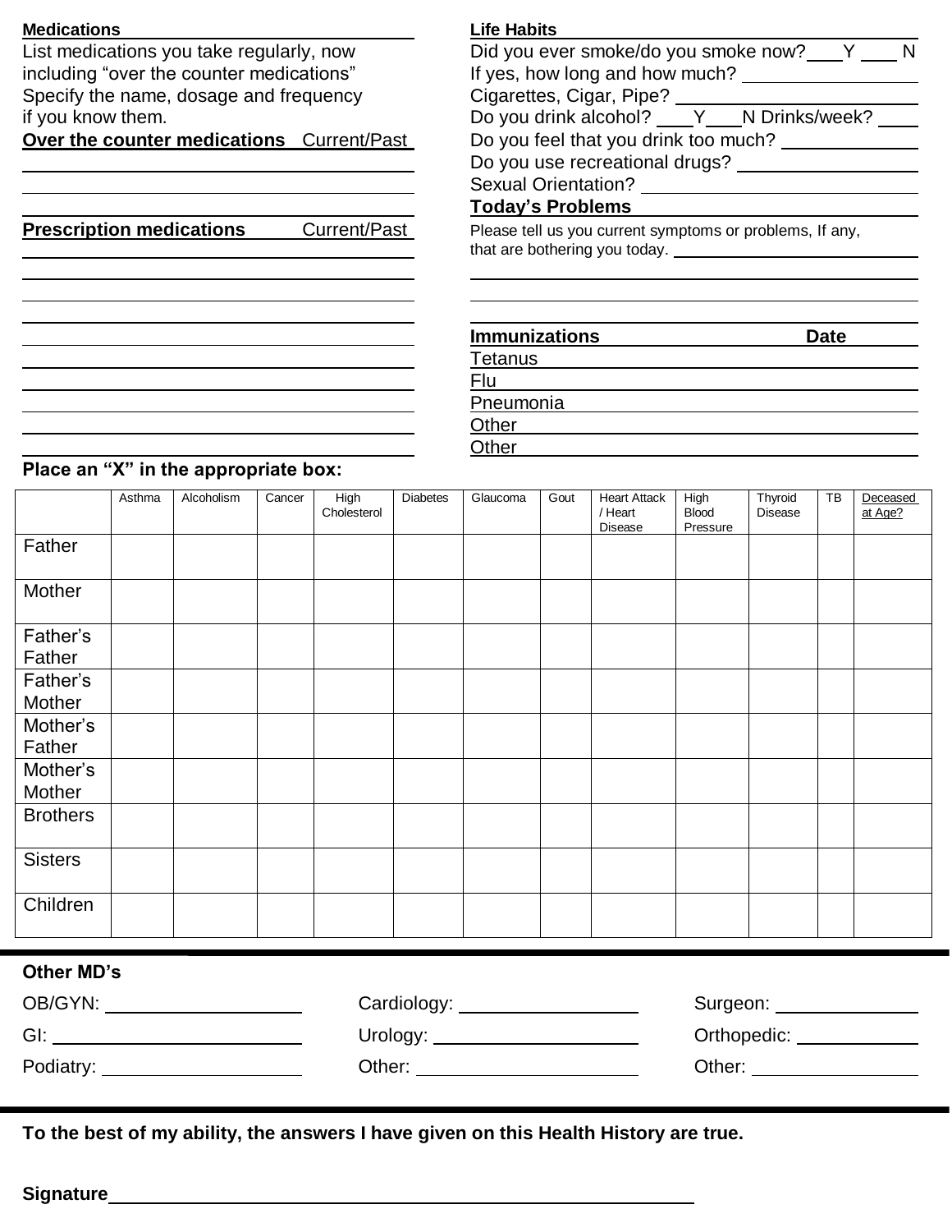**Medications**

List medications you take regularly, now including "over the counter medications" Specify the name, dosage and frequency if you know them.

**Over the counter medications** Current/Past

**Prescription medications** Current/Past

**Life Habits**

Did you ever smoke/do you smoke now? \_\_\_ Y \_\_\_ N

If yes, how long and how much?

Cigarettes, Cigar, Pipe?

Do you drink alcohol? \_\_\_ Y \_\_\_ N Drinks/week?

Do you feel that you drink too much?

Do you use recreational drugs?

Sexual Orientation?

**Today's Problems**

Please tell us you current symptoms or problems, If any, that are bothering you today.

| Immunizations | Date |
|---|---|
| Tetanus | |
| Flu | |
| Pneumonia | |
| Other | |
| Other | |

**Place an "X" in the appropriate box:**

| | Asthma | Alcoholism | Cancer | High Cholesterol | Diabetes | Glaucoma | Gout | Heart Attack / Heart Disease | High Blood Pressure | Thyroid Disease | TB | Deceased at Age? |
|---|---|---|---|---|---|---|---|---|---|---|---|---|
| Father | | | | | | | | | | | | |
| Mother | | | | | | | | | | | | |
| Father's Father | | | | | | | | | | | | |
| Father's Mother | | | | | | | | | | | | |
| Mother's Father | | | | | | | | | | | | |
| Mother's Mother | | | | | | | | | | | | |
| Brothers | | | | | | | | | | | | |
| Sisters | | | | | | | | | | | | |
| Children | | | | | | | | | | | | |

**Other MD's**

OB/GYN: 

Cardiology: 

Surgeon: 

GI: 

Urology: 

Orthopedic: 

Podiatry: 

Other: 

Other: 

**To the best of my ability, the answers I have given on this Health History are true.**

**Signature**